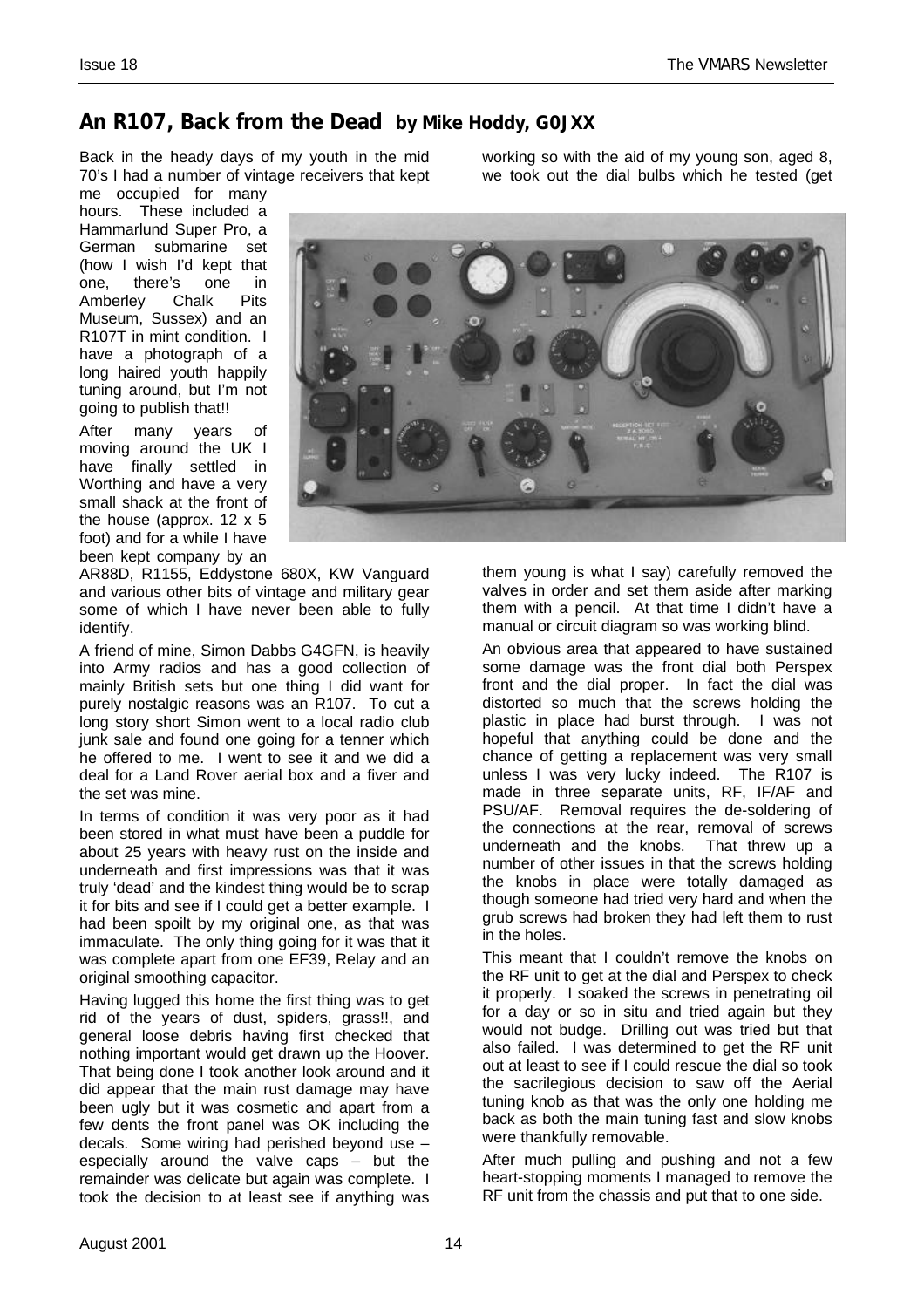## An R107, Back from the Dead **by Mike Hoddy, G0JXX**

Back in the heady days of my youth in the mid 70's I had a number of vintage receivers that kept me occupied for many hours. These included a Hammarlund Super Pro, a German submarine set (how I wish I'd kept that one, there's one in Amberley Chalk Pits Museum, Sussex) and an R107T in mint condition. I have a photograph of a long haired youth happily tuning around, but I'm not going to publish that!!

After many years of moving around the UK I have finally settled in Worthing and have a very small shack at the front of the house (approx. 12 x 5 foot) and for a while I have been kept company by an AR88D, R1155, Eddystone 680X, KW Vanguard and various other bits of vintage and military gear some of which I have never been able to fully identify.

A friend of mine, Simon Dabbs G4GFN, is heavily into Army radios and has a good collection of mainly British sets but one thing I did want for purely nostalgic reasons was an R107. To cut a long story short Simon went to a local radio club junk sale and found one going for a tenner which he offered to me. I went to see it and we did a deal for a Land Rover aerial box and a fiver and the set was mine.

In terms of condition it was very poor as it had been stored in what must have been a puddle for about 25 years with heavy rust on the inside and underneath and first impressions was that it was truly 'dead' and the kindest thing would be to scrap it for bits and see if I could get a better example. I had been spoilt by my original one, as that was immaculate. The only thing going for it was that it was complete apart from one EF39, Relay and an original smoothing capacitor.

Having lugged this home the first thing was to get rid of the years of dust, spiders, grass!!, and general loose debris having first checked that nothing important would get drawn up the Hoover. That being done I took another look around and it did appear that the main rust damage may have been ugly but it was cosmetic and apart from a few dents the front panel was OK including the decals. Some wiring had perished beyond use – especially around the valve caps – but the remainder was delicate but again was complete. I took the decision to at least see if anything was working so with the aid of my young son, aged 8, we took out the dial bulbs which he tested (get them young is what I say) carefully removed the valves in order and set them aside after marking them with a pencil. At that time I didn't have a manual or circuit diagram so was working blind.

An obvious area that appeared to have sustained some damage was the front dial both Perspex front and the dial proper. In fact the dial was distorted so much that the screws holding the plastic in place had burst through. I was not hopeful that anything could be done and the chance of getting a replacement was very small unless I was very lucky indeed. The R107 is made in three separate units, RF, IF/AF and PSU/AF. Removal requires the de-soldering of the connections at the rear, removal of screws underneath and the knobs. That threw up a number of other issues in that the screws holding the knobs in place were totally damaged as though someone had tried very hard and when the grub screws had broken they had left them to rust in the holes.

This meant that I couldn't remove the knobs on the RF unit to get at the dial and Perspex to check it properly. I soaked the screws in penetrating oil for a day or so in situ and tried again but they would not budge. Drilling out was tried but that also failed. I was determined to get the RF unit out at least to see if I could rescue the dial so took the sacrilegious decision to saw off the Aerial tuning knob as that was the only one holding me back as both the main tuning fast and slow knobs were thankfully removable.

After much pulling and pushing and not a few heart-stopping moments I managed to remove the RF unit from the chassis and put that to one side.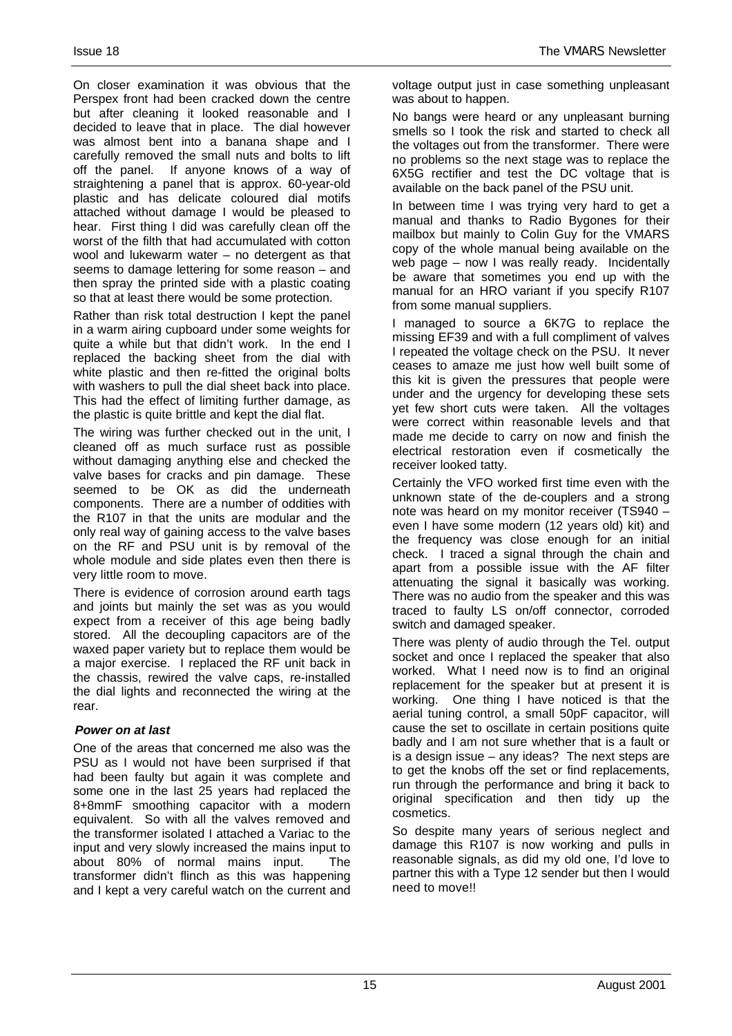On closer examination it was obvious that the Perspex front had been cracked down the centre but after cleaning it looked reasonable and I decided to leave that in place. The dial however was almost bent into a banana shape and I carefully removed the small nuts and bolts to lift off the panel. If anyone knows of a way of straightening a panel that is approx. 60-year-old plastic and has delicate coloured dial motifs attached without damage I would be pleased to hear. First thing I did was carefully clean off the worst of the filth that had accumulated with cotton wool and lukewarm water – no detergent as that seems to damage lettering for some reason – and then spray the printed side with a plastic coating so that at least there would be some protection.

Rather than risk total destruction I kept the panel in a warm airing cupboard under some weights for quite a while but that didn't work. In the end I replaced the backing sheet from the dial with white plastic and then re-fitted the original bolts with washers to pull the dial sheet back into place. This had the effect of limiting further damage, as the plastic is quite brittle and kept the dial flat.

The wiring was further checked out in the unit, I cleaned off as much surface rust as possible without damaging anything else and checked the valve bases for cracks and pin damage. These seemed to be OK as did the underneath components. There are a number of oddities with the R107 in that the units are modular and the only real way of gaining access to the valve bases on the RF and PSU unit is by removal of the whole module and side plates even then there is very little room to move.

There is evidence of corrosion around earth tags and joints but mainly the set was as you would expect from a receiver of this age being badly stored. All the decoupling capacitors are of the waxed paper variety but to replace them would be a major exercise. I replaced the RF unit back in the chassis, rewired the valve caps, re-installed the dial lights and reconnected the wiring at the rear.

### *Power on at last*

One of the areas that concerned me also was the PSU as I would not have been surprised if that had been faulty but again it was complete and some one in the last 25 years had replaced the 8+8mmF smoothing capacitor with a modern equivalent. So with all the valves removed and the transformer isolated I attached a Variac to the input and very slowly increased the mains input to about 80% of normal mains input. The transformer didn't flinch as this was happening and I kept a very careful watch on the current and voltage output just in case something unpleasant was about to happen.

No bangs were heard or any unpleasant burning smells so I took the risk and started to check all the voltages out from the transformer. There were no problems so the next stage was to replace the 6X5G rectifier and test the DC voltage that is available on the back panel of the PSU unit.

In between time I was trying very hard to get a manual and thanks to Radio Bygones for their mailbox but mainly to Colin Guy for the VMARS copy of the whole manual being available on the web page – now I was really ready. Incidentally be aware that sometimes you end up with the manual for an HRO variant if you specify R107 from some manual suppliers.

I managed to source a 6K7G to replace the missing EF39 and with a full compliment of valves I repeated the voltage check on the PSU. It never ceases to amaze me just how well built some of this kit is given the pressures that people were under and the urgency for developing these sets yet few short cuts were taken. All the voltages were correct within reasonable levels and that made me decide to carry on now and finish the electrical restoration even if cosmetically the receiver looked tatty.

Certainly the VFO worked first time even with the unknown state of the de-couplers and a strong note was heard on my monitor receiver (TS940 – even I have some modern (12 years old) kit) and the frequency was close enough for an initial check. I traced a signal through the chain and apart from a possible issue with the AF filter attenuating the signal it basically was working. There was no audio from the speaker and this was traced to faulty LS on/off connector, corroded switch and damaged speaker.

There was plenty of audio through the Tel. output socket and once I replaced the speaker that also worked. What I need now is to find an original replacement for the speaker but at present it is working. One thing I have noticed is that the aerial tuning control, a small 50pF capacitor, will cause the set to oscillate in certain positions quite badly and I am not sure whether that is a fault or is a design issue – any ideas? The next steps are to get the knobs off the set or find replacements, run through the performance and bring it back to original specification and then tidy up the cosmetics.

So despite many years of serious neglect and damage this R107 is now working and pulls in reasonable signals, as did my old one, I'd love to partner this with a Type 12 sender but then I would need to move!!